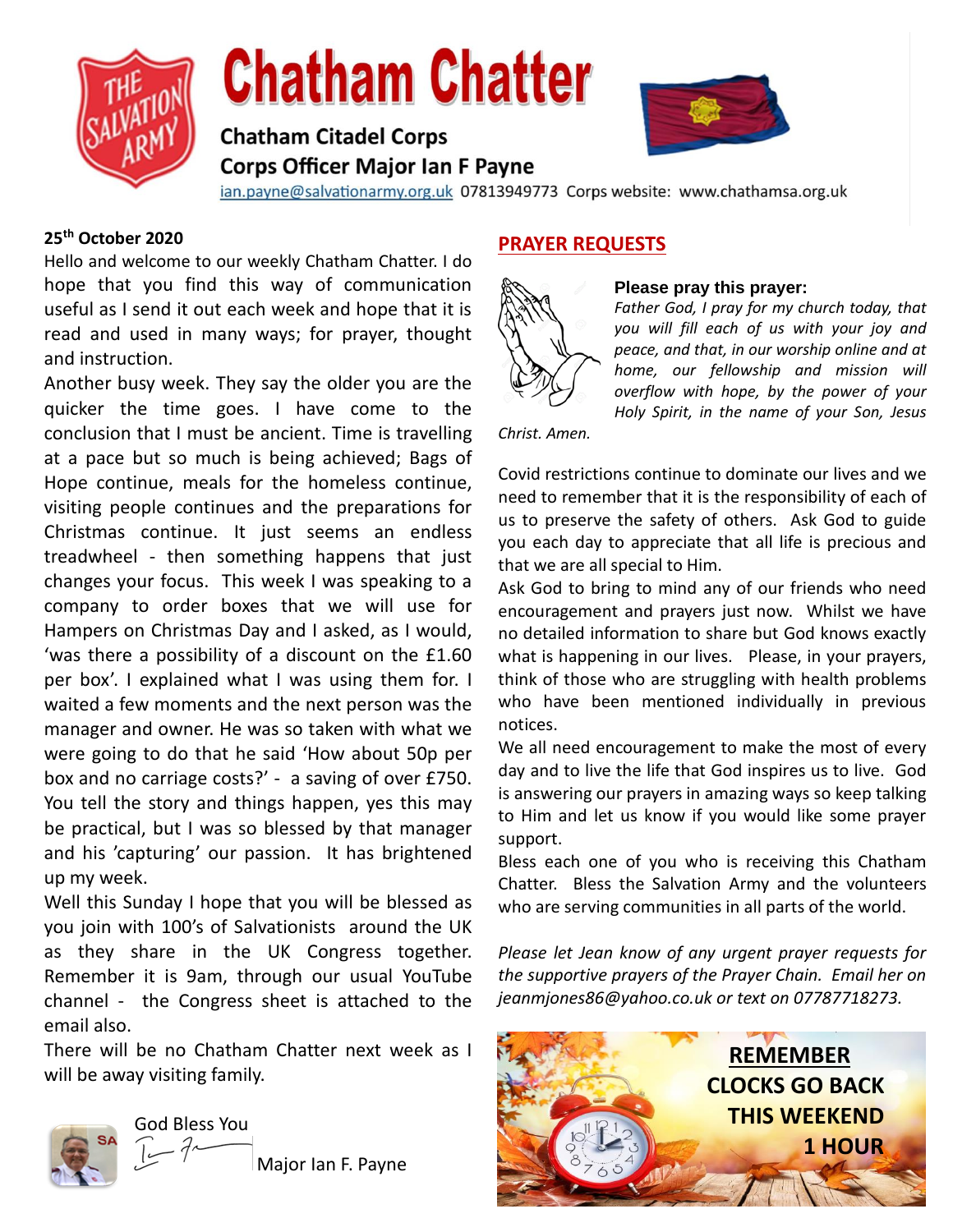# Chatham Chatter

## Chatham Citadel Corps

## Corps Officer Major Ian F Payne

ian.payne@salvationarmy.org.uk 07813949773 Corps website: www.chathamsa.org.uk

**25th October 2020**

Hello and welcome to our weekly Chatham Chatter. I do hope that you find this way of communication useful as I send it out each week and hope that it is read and used in many ways; for prayer, thought and instruction.

Another busy week. They say the older you are the quicker the time goes. I have come to the conclusion that I must be ancient. Time is travelling at a pace but so much is being achieved; Bags of Hope continue, meals for the homeless continue, visiting people continues and the preparations for Christmas continue. It just seems an endless treadwheel - then something happens that just changes your focus. This week I was speaking to a company to order boxes that we will use for Hampers on Christmas Day and I asked, as I would, 'was there a possibility of a discount on the £1.60 per box'. I explained what I was using them for. I waited a few moments and the next person was the manager and owner. He was so taken with what we were going to do that he said 'How about 50p per box and no carriage costs?' - a saving of over £750. You tell the story and things happen, yes this may be practical, but I was so blessed by that manager and his 'capturing' our passion. It has brightened up my week.

Well this Sunday I hope that you will be blessed as you join with 100's of Salvationists around the UK as they share in the UK Congress together. Remember it is 9am, through our usual YouTube channel - the Congress sheet is attached to the email also.

There will be no Chatham Chatter next week as I will be away visiting family.

God Bless You

Major Ian F. Payne

## PRAYER REQUESTS

**Please pray this prayer:**

*Father God, I pray for my church today, that you will fill each of us with your joy and peace, and that, in our worship online and at home, our fellowship and mission will overflow with hope, by the power of your Holy Spirit, in the name of your Son, Jesus Christ. Amen.*

Covid restrictions continue to dominate our lives and we need to remember that it is the responsibility of each of us to preserve the safety of others. Ask God to guide you each day to appreciate that all life is precious and that we are all special to Him.

Ask God to bring to mind any of our friends who need encouragement and prayers just now. Whilst we have no detailed information to share but God knows exactly what is happening in our lives. Please, in your prayers, think of those who are struggling with health problems who have been mentioned individually in previous notices.

We all need encouragement to make the most of every day and to live the life that God inspires us to live. God is answering our prayers in amazing ways so keep talking to Him and let us know if you would like some prayer support.

Bless each one of you who is receiving this Chatham Chatter. Bless the Salvation Army and the volunteers who are serving communities in all parts of the world.

*Please let Jean know of any urgent prayer requests for the supportive prayers of the Prayer Chain. Email her on jeanmjones86@yahoo.co.uk or text on 07787718273.*

**REMEMBER**
**CLOCKS GO BACK THIS WEEKEND 1 HOUR**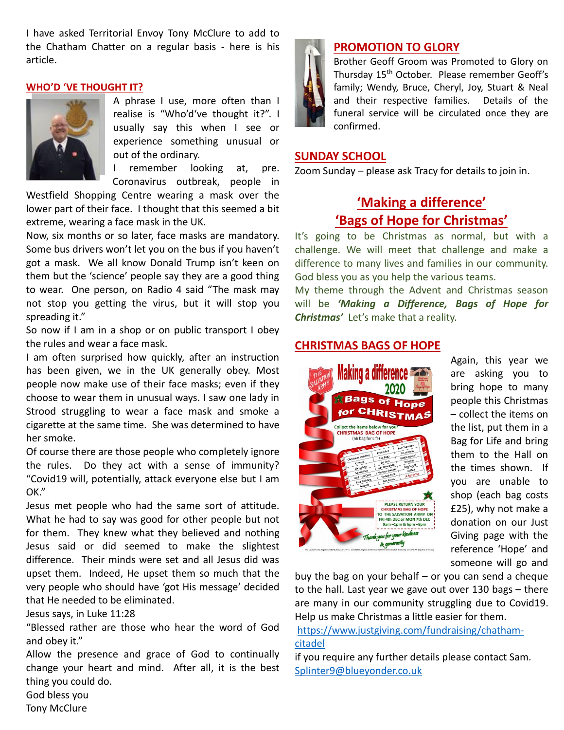I have asked Territorial Envoy Tony McClure to add to the Chatham Chatter on a regular basis - here is his article.

## WHO'D 'VE THOUGHT IT?

A phrase I use, more often than I realise is "Who'd've thought it?". I usually say this when I see or experience something unusual or out of the ordinary.

I remember looking at, pre. Coronavirus outbreak, people in Westfield Shopping Centre wearing a mask over the lower part of their face. I thought that this seemed a bit extreme, wearing a face mask in the UK.

Now, six months or so later, face masks are mandatory. Some bus drivers won't let you on the bus if you haven't got a mask. We all know Donald Trump isn't keen on them but the 'science' people say they are a good thing to wear. One person, on Radio 4 said "The mask may not stop you getting the virus, but it will stop you spreading it."

So now if I am in a shop or on public transport I obey the rules and wear a face mask.

I am often surprised how quickly, after an instruction has been given, we in the UK generally obey. Most people now make use of their face masks; even if they choose to wear them in unusual ways. I saw one lady in Strood struggling to wear a face mask and smoke a cigarette at the same time. She was determined to have her smoke.

Of course there are those people who completely ignore the rules. Do they act with a sense of immunity? "Covid19 will, potentially, attack everyone else but I am OK."

Jesus met people who had the same sort of attitude. What he had to say was good for other people but not for them. They knew what they believed and nothing Jesus said or did seemed to make the slightest difference. Their minds were set and all Jesus did was upset them. Indeed, He upset them so much that the very people who should have 'got His message' decided that He needed to be eliminated.

Jesus says, in Luke 11:28

"Blessed rather are those who hear the word of God and obey it."

Allow the presence and grace of God to continually change your heart and mind. After all, it is the best thing you could do.

God bless you

Tony McClure

## PROMOTION TO GLORY

Brother Geoff Groom was Promoted to Glory on Thursday 15th October. Please remember Geoff's family; Wendy, Bruce, Cheryl, Joy, Stuart & Neal and their respective families. Details of the funeral service will be circulated once they are confirmed.

## SUNDAY SCHOOL

Zoom Sunday – please ask Tracy for details to join in.

## 'Making a difference' 'Bags of Hope for Christmas'

It's going to be Christmas as normal, but with a challenge. We will meet that challenge and make a difference to many lives and families in our community. God bless you as you help the various teams.

My theme through the Advent and Christmas season will be ***'Making a Difference, Bags of Hope for Christmas'*** Let's make that a reality.

## CHRISTMAS BAGS OF HOPE

Again, this year we are asking you to bring hope to many people this Christmas – collect the items on the list, put them in a Bag for Life and bring them to the Hall on the times shown. If you are unable to shop (each bag costs £25), why not make a donation on our Just Giving page with the reference 'Hope' and someone will go and buy the bag on your behalf – or you can send a cheque to the hall. Last year we gave out over 130 bags – there are many in our community struggling due to Covid19. Help us make Christmas a little easier for them.

https://www.justgiving.com/fundraising/chatham-citadel

if you require any further details please contact Sam. Splinter9@blueyonder.co.uk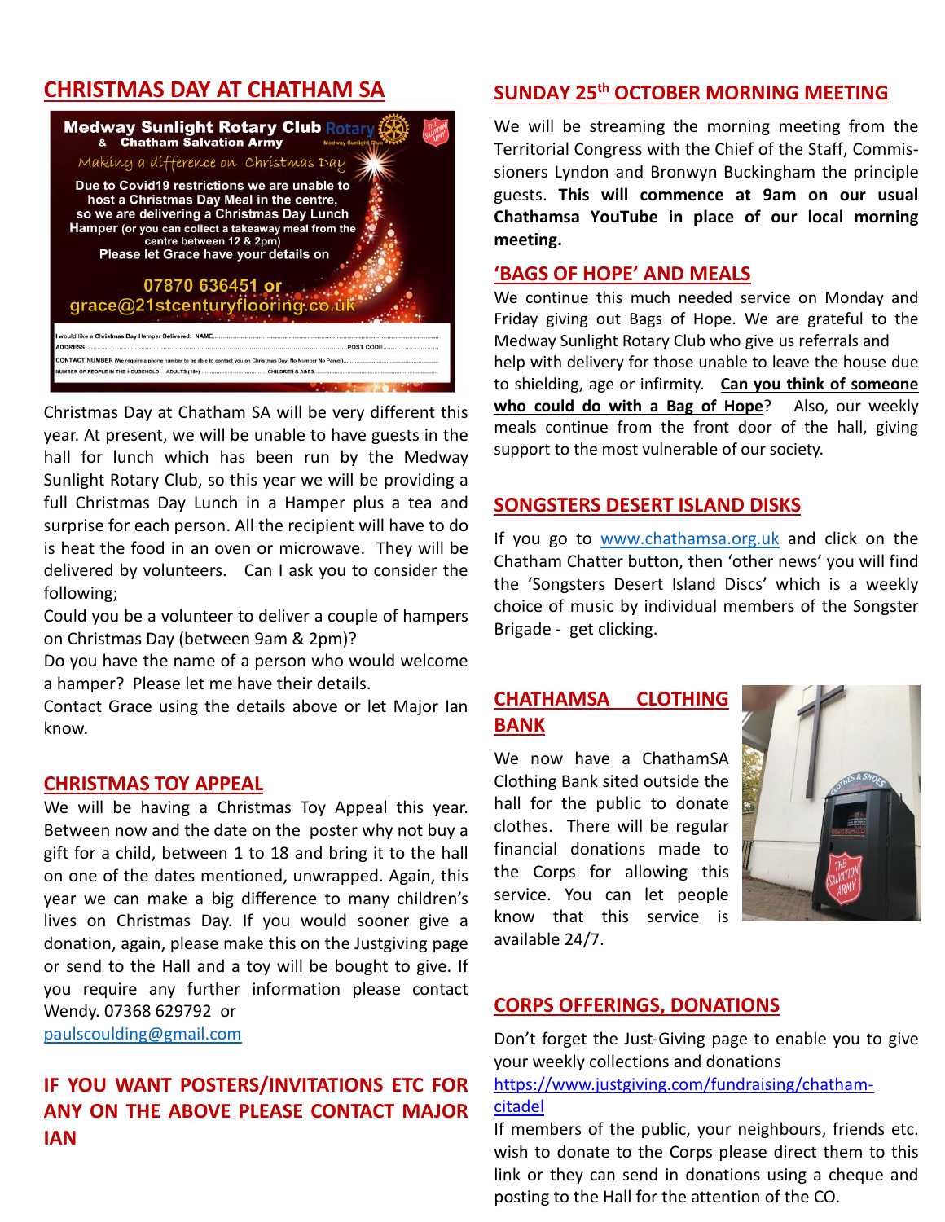## CHRISTMAS DAY AT CHATHAM SA

**Medway Sunlight Rotary Club & Chatham Salvation Army**

*Making a difference on Christmas Day*

**Due to Covid19 restrictions we are unable to host a Christmas Day Meal in the centre, so we are delivering a Christmas Day Lunch Hamper** (or you can collect a takeaway meal from the centre between 12 & 2pm) **Please let Grace have your details on**

**07870 636451 or grace@21stcenturyflooring.co.uk**

I would like a Christmas Day Hamper Delivered: NAME.......................................................
ADDRESS:.......................................................POST CODE.......................
CONTACT NUMBER (We require a phone number to be able to contact you on Christmas Day, No Number No Parcel)..........................
NUMBER OF PEOPLE IN THE HOUSEHOLD: ADULTS (18+) .................... CHILDREN & AGES..........................

Christmas Day at Chatham SA will be very different this year. At present, we will be unable to have guests in the hall for lunch which has been run by the Medway Sunlight Rotary Club, so this year we will be providing a full Christmas Day Lunch in a Hamper plus a tea and surprise for each person. All the recipient will have to do is heat the food in an oven or microwave. They will be delivered by volunteers. Can I ask you to consider the following;

Could you be a volunteer to deliver a couple of hampers on Christmas Day (between 9am & 2pm)?

Do you have the name of a person who would welcome a hamper? Please let me have their details.

Contact Grace using the details above or let Major Ian know.

## CHRISTMAS TOY APPEAL

We will be having a Christmas Toy Appeal this year. Between now and the date on the poster why not buy a gift for a child, between 1 to 18 and bring it to the hall on one of the dates mentioned, unwrapped. Again, this year we can make a big difference to many children's lives on Christmas Day. If you would sooner give a donation, again, please make this on the Justgiving page or send to the Hall and a toy will be bought to give. If you require any further information please contact Wendy. 07368 629792 or paulscoulding@gmail.com

## IF YOU WANT POSTERS/INVITATIONS ETC FOR ANY ON THE ABOVE PLEASE CONTACT MAJOR IAN

## SUNDAY 25th OCTOBER MORNING MEETING

We will be streaming the morning meeting from the Territorial Congress with the Chief of the Staff, Commissioners Lyndon and Bronwyn Buckingham the principle guests. **This will commence at 9am on our usual Chathamsa YouTube in place of our local morning meeting.**

## 'BAGS OF HOPE' AND MEALS

We continue this much needed service on Monday and Friday giving out Bags of Hope. We are grateful to the Medway Sunlight Rotary Club who give us referrals and help with delivery for those unable to leave the house due to shielding, age or infirmity. **Can you think of someone who could do with a Bag of Hope**? Also, our weekly meals continue from the front door of the hall, giving support to the most vulnerable of our society.

## SONGSTERS DESERT ISLAND DISKS

If you go to www.chathamsa.org.uk and click on the Chatham Chatter button, then 'other news' you will find the 'Songsters Desert Island Discs' which is a weekly choice of music by individual members of the Songster Brigade - get clicking.

## CHATHAMSA CLOTHING BANK

We now have a ChathamSA Clothing Bank sited outside the hall for the public to donate clothes. There will be regular financial donations made to the Corps for allowing this service. You can let people know that this service is available 24/7.

## CORPS OFFERINGS, DONATIONS

Don't forget the Just-Giving page to enable you to give your weekly collections and donations https://www.justgiving.com/fundraising/chatham-citadel

If members of the public, your neighbours, friends etc. wish to donate to the Corps please direct them to this link or they can send in donations using a cheque and posting to the Hall for the attention of the CO.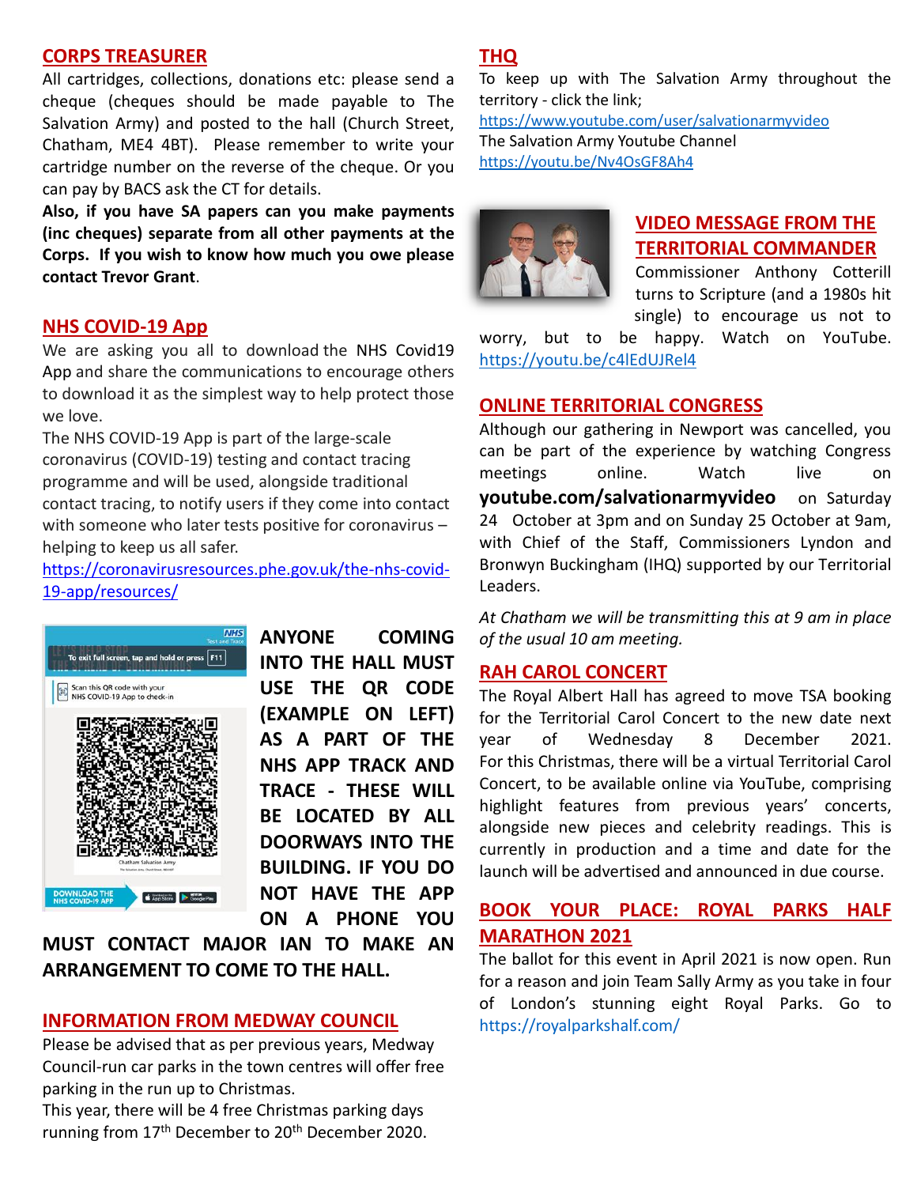## CORPS TREASURER

All cartridges, collections, donations etc: please send a cheque (cheques should be made payable to The Salvation Army) and posted to the hall (Church Street, Chatham, ME4 4BT). Please remember to write your cartridge number on the reverse of the cheque. Or you can pay by BACS ask the CT for details.

**Also, if you have SA papers can you make payments (inc cheques) separate from all other payments at the Corps. If you wish to know how much you owe please contact Trevor Grant**.

## NHS COVID-19 App

We are asking you all to download the NHS Covid19 App and share the communications to encourage others to download it as the simplest way to help protect those we love.

The NHS COVID-19 App is part of the large-scale coronavirus (COVID-19) testing and contact tracing programme and will be used, alongside traditional contact tracing, to notify users if they come into contact with someone who later tests positive for coronavirus – helping to keep us all safer.

https://coronavirusresources.phe.gov.uk/the-nhs-covid-19-app/resources/

**ANYONE COMING INTO THE HALL MUST USE THE QR CODE (EXAMPLE ON LEFT) AS A PART OF THE NHS APP TRACK AND TRACE - THESE WILL BE LOCATED BY ALL DOORWAYS INTO THE BUILDING. IF YOU DO NOT HAVE THE APP ON A PHONE YOU MUST CONTACT MAJOR IAN TO MAKE AN ARRANGEMENT TO COME TO THE HALL.**

## INFORMATION FROM MEDWAY COUNCIL

Please be advised that as per previous years, Medway Council-run car parks in the town centres will offer free parking in the run up to Christmas.

This year, there will be 4 free Christmas parking days running from 17th December to 20th December 2020.

## THQ

To keep up with The Salvation Army throughout the territory - click the link;

https://www.youtube.com/user/salvationarmyvideo

The Salvation Army Youtube Channel

https://youtu.be/Nv4OsGF8Ah4

## VIDEO MESSAGE FROM THE TERRITORIAL COMMANDER

Commissioner Anthony Cotterill turns to Scripture (and a 1980s hit single) to encourage us not to worry, but to be happy. Watch on YouTube. https://youtu.be/c4lEdUJRel4

## ONLINE TERRITORIAL CONGRESS

Although our gathering in Newport was cancelled, you can be part of the experience by watching Congress meetings online. Watch live on **youtube.com/salvationarmyvideo** on Saturday 24 October at 3pm and on Sunday 25 October at 9am, with Chief of the Staff, Commissioners Lyndon and Bronwyn Buckingham (IHQ) supported by our Territorial Leaders.

*At Chatham we will be transmitting this at 9 am in place of the usual 10 am meeting.*

## RAH CAROL CONCERT

The Royal Albert Hall has agreed to move TSA booking for the Territorial Carol Concert to the new date next year of Wednesday 8 December 2021. For this Christmas, there will be a virtual Territorial Carol Concert, to be available online via YouTube, comprising highlight features from previous years' concerts, alongside new pieces and celebrity readings. This is currently in production and a time and date for the launch will be advertised and announced in due course.

## BOOK YOUR PLACE: ROYAL PARKS HALF MARATHON 2021

The ballot for this event in April 2021 is now open. Run for a reason and join Team Sally Army as you take in four of London's stunning eight Royal Parks. Go to https://royalparkshalf.com/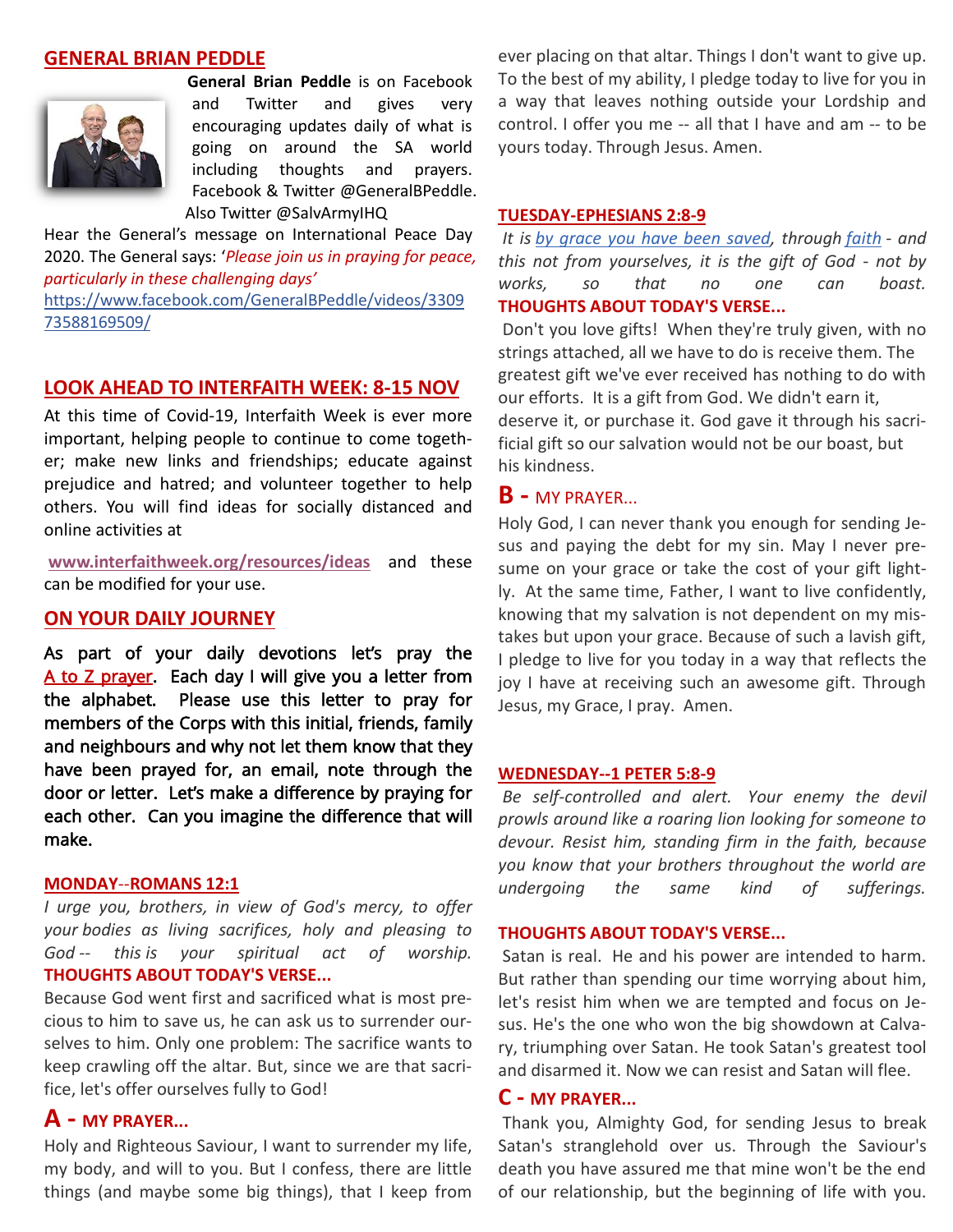## GENERAL BRIAN PEDDLE

**General Brian Peddle** is on Facebook and Twitter and gives very encouraging updates daily of what is going on around the SA world including thoughts and prayers. Facebook & Twitter @GeneralBPeddle. Also Twitter @SalvArmyIHQ

Hear the General's message on International Peace Day 2020. The General says: '*Please join us in praying for peace, particularly in these challenging days'*

https://www.facebook.com/GeneralBPeddle/videos/330973588169509/

## LOOK AHEAD TO INTERFAITH WEEK: 8-15 NOV

At this time of Covid-19, Interfaith Week is ever more important, helping people to continue to come together; make new links and friendships; educate against prejudice and hatred; and volunteer together to help others. You will find ideas for socially distanced and online activities at

**www.interfaithweek.org/resources/ideas** and these can be modified for your use.

## ON YOUR DAILY JOURNEY

As part of your daily devotions let's pray the A to Z prayer. Each day I will give you a letter from the alphabet. Please use this letter to pray for members of the Corps with this initial, friends, family and neighbours and why not let them know that they have been prayed for, an email, note through the door or letter. Let's make a difference by praying for each other. Can you imagine the difference that will make.

### MONDAY--ROMANS 12:1

*I urge you, brothers, in view of God's mercy, to offer your bodies as living sacrifices, holy and pleasing to God -- this is your spiritual act of worship.*

**THOUGHTS ABOUT TODAY'S VERSE...**

Because God went first and sacrificed what is most precious to him to save us, he can ask us to surrender ourselves to him. Only one problem: The sacrifice wants to keep crawling off the altar. But, since we are that sacrifice, let's offer ourselves fully to God!

### A - MY PRAYER...

Holy and Righteous Saviour, I want to surrender my life, my body, and will to you. But I confess, there are little things (and maybe some big things), that I keep from ever placing on that altar. Things I don't want to give up. To the best of my ability, I pledge today to live for you in a way that leaves nothing outside your Lordship and control. I offer you me -- all that I have and am -- to be yours today. Through Jesus. Amen.

### TUESDAY-EPHESIANS 2:8-9

*It is by grace you have been saved, through faith - and this not from yourselves, it is the gift of God - not by works, so that no one can boast.*

**THOUGHTS ABOUT TODAY'S VERSE...**

Don't you love gifts! When they're truly given, with no strings attached, all we have to do is receive them. The greatest gift we've ever received has nothing to do with our efforts. It is a gift from God. We didn't earn it, deserve it, or purchase it. God gave it through his sacrificial gift so our salvation would not be our boast, but his kindness.

### B - MY PRAYER...

Holy God, I can never thank you enough for sending Jesus and paying the debt for my sin. May I never presume on your grace or take the cost of your gift lightly. At the same time, Father, I want to live confidently, knowing that my salvation is not dependent on my mistakes but upon your grace. Because of such a lavish gift, I pledge to live for you today in a way that reflects the joy I have at receiving such an awesome gift. Through Jesus, my Grace, I pray. Amen.

### WEDNESDAY--1 PETER 5:8-9

*Be self-controlled and alert. Your enemy the devil prowls around like a roaring lion looking for someone to devour. Resist him, standing firm in the faith, because you know that your brothers throughout the world are undergoing the same kind of sufferings.*

**THOUGHTS ABOUT TODAY'S VERSE...**

Satan is real. He and his power are intended to harm. But rather than spending our time worrying about him, let's resist him when we are tempted and focus on Jesus. He's the one who won the big showdown at Calvary, triumphing over Satan. He took Satan's greatest tool and disarmed it. Now we can resist and Satan will flee.

### C - MY PRAYER...

Thank you, Almighty God, for sending Jesus to break Satan's stranglehold over us. Through the Saviour's death you have assured me that mine won't be the end of our relationship, but the beginning of life with you.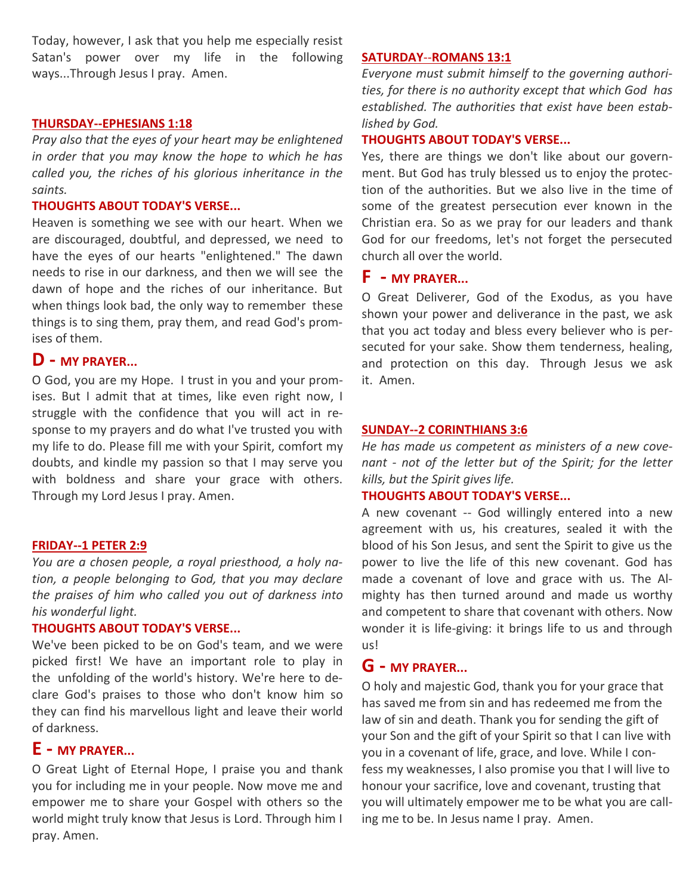Today, however, I ask that you help me especially resist Satan's power over my life in the following ways...Through Jesus I pray. Amen.

**THURSDAY--EPHESIANS 1:18**

*Pray also that the eyes of your heart may be enlightened in order that you may know the hope to which he has called you, the riches of his glorious inheritance in the saints.*

**THOUGHTS ABOUT TODAY'S VERSE...**

Heaven is something we see with our heart. When we are discouraged, doubtful, and depressed, we need to have the eyes of our hearts "enlightened." The dawn needs to rise in our darkness, and then we will see the dawn of hope and the riches of our inheritance. But when things look bad, the only way to remember these things is to sing them, pray them, and read God's promises of them.

## D - MY PRAYER...

O God, you are my Hope. I trust in you and your promises. But I admit that at times, like even right now, I struggle with the confidence that you will act in response to my prayers and do what I've trusted you with my life to do. Please fill me with your Spirit, comfort my doubts, and kindle my passion so that I may serve you with boldness and share your grace with others. Through my Lord Jesus I pray. Amen.

**FRIDAY--1 PETER 2:9**

*You are a chosen people, a royal priesthood, a holy nation, a people belonging to God, that you may declare the praises of him who called you out of darkness into his wonderful light.*

**THOUGHTS ABOUT TODAY'S VERSE...**

We've been picked to be on God's team, and we were picked first! We have an important role to play in the unfolding of the world's history. We're here to declare God's praises to those who don't know him so they can find his marvellous light and leave their world of darkness.

## E - MY PRAYER...

O Great Light of Eternal Hope, I praise you and thank you for including me in your people. Now move me and empower me to share your Gospel with others so the world might truly know that Jesus is Lord. Through him I pray. Amen.

**SATURDAY--ROMANS 13:1**

*Everyone must submit himself to the governing authorities, for there is no authority except that which God has established. The authorities that exist have been established by God.*

**THOUGHTS ABOUT TODAY'S VERSE...**

Yes, there are things we don't like about our government. But God has truly blessed us to enjoy the protection of the authorities. But we also live in the time of some of the greatest persecution ever known in the Christian era. So as we pray for our leaders and thank God for our freedoms, let's not forget the persecuted church all over the world.

## F - MY PRAYER...

O Great Deliverer, God of the Exodus, as you have shown your power and deliverance in the past, we ask that you act today and bless every believer who is persecuted for your sake. Show them tenderness, healing, and protection on this day. Through Jesus we ask it. Amen.

**SUNDAY--2 CORINTHIANS 3:6**

*He has made us competent as ministers of a new covenant - not of the letter but of the Spirit; for the letter kills, but the Spirit gives life.*

**THOUGHTS ABOUT TODAY'S VERSE...**

A new covenant -- God willingly entered into a new agreement with us, his creatures, sealed it with the blood of his Son Jesus, and sent the Spirit to give us the power to live the life of this new covenant. God has made a covenant of love and grace with us. The Almighty has then turned around and made us worthy and competent to share that covenant with others. Now wonder it is life-giving: it brings life to us and through us!

## G - MY PRAYER...

O holy and majestic God, thank you for your grace that has saved me from sin and has redeemed me from the law of sin and death. Thank you for sending the gift of your Son and the gift of your Spirit so that I can live with you in a covenant of life, grace, and love. While I confess my weaknesses, I also promise you that I will live to honour your sacrifice, love and covenant, trusting that you will ultimately empower me to be what you are calling me to be. In Jesus name I pray. Amen.